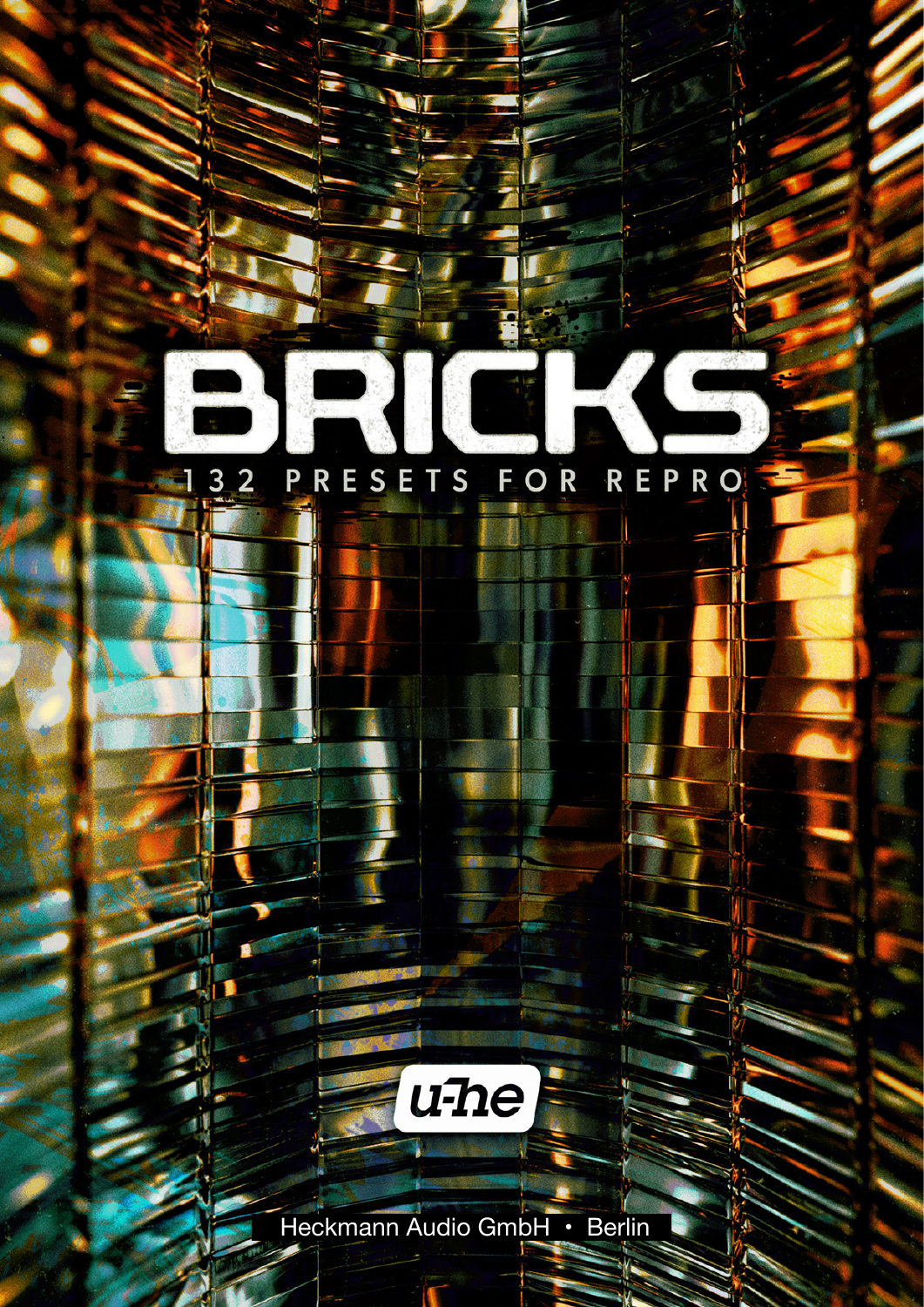# BRICKS

132 PRESETS FOR REPRO

u-he

Heckmann Audio GmbH • Berlin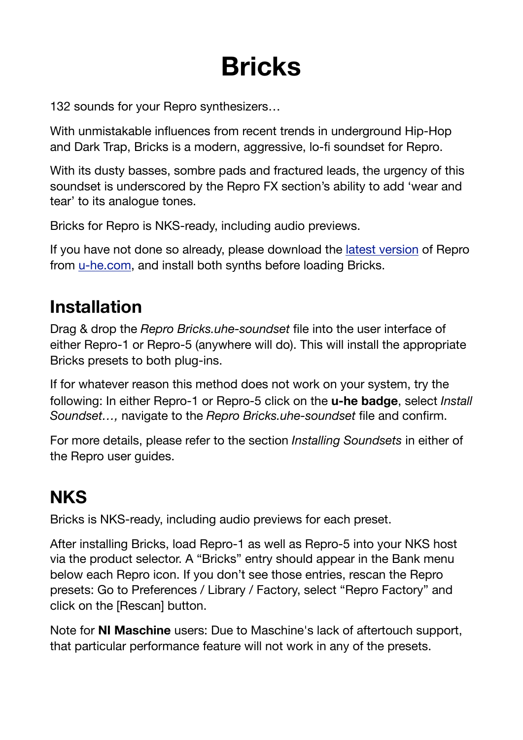# Bricks

132 sounds for your Repro synthesizers…

With unmistakable influences from recent trends in underground Hip-Hop and Dark Trap, Bricks is a modern, aggressive, lo-fi soundset for Repro.

With its dusty basses, sombre pads and fractured leads, the urgency of this soundset is underscored by the Repro FX section's ability to add 'wear and tear' to its analogue tones.

Bricks for Repro is NKS-ready, including audio previews.

If you have not done so already, please download the latest version of Repro from u-he.com, and install both synths before loading Bricks.

## Installation

Drag & drop the *Repro Bricks.uhe-soundset* file into the user interface of either Repro-1 or Repro-5 (anywhere will do). This will install the appropriate Bricks presets to both plug-ins.

If for whatever reason this method does not work on your system, try the following: In either Repro-1 or Repro-5 click on the **u-he badge**, select *Install Soundset…,* navigate to the *Repro Bricks.uhe-soundset* file and confirm.

For more details, please refer to the section *Installing Soundsets* in either of the Repro user guides.

## NKS

Bricks is NKS-ready, including audio previews for each preset.

After installing Bricks, load Repro-1 as well as Repro-5 into your NKS host via the product selector. A "Bricks" entry should appear in the Bank menu below each Repro icon. If you don't see those entries, rescan the Repro presets: Go to Preferences / Library / Factory, select "Repro Factory" and click on the [Rescan] button.

Note for **NI Maschine** users: Due to Maschine's lack of aftertouch support, that particular performance feature will not work in any of the presets.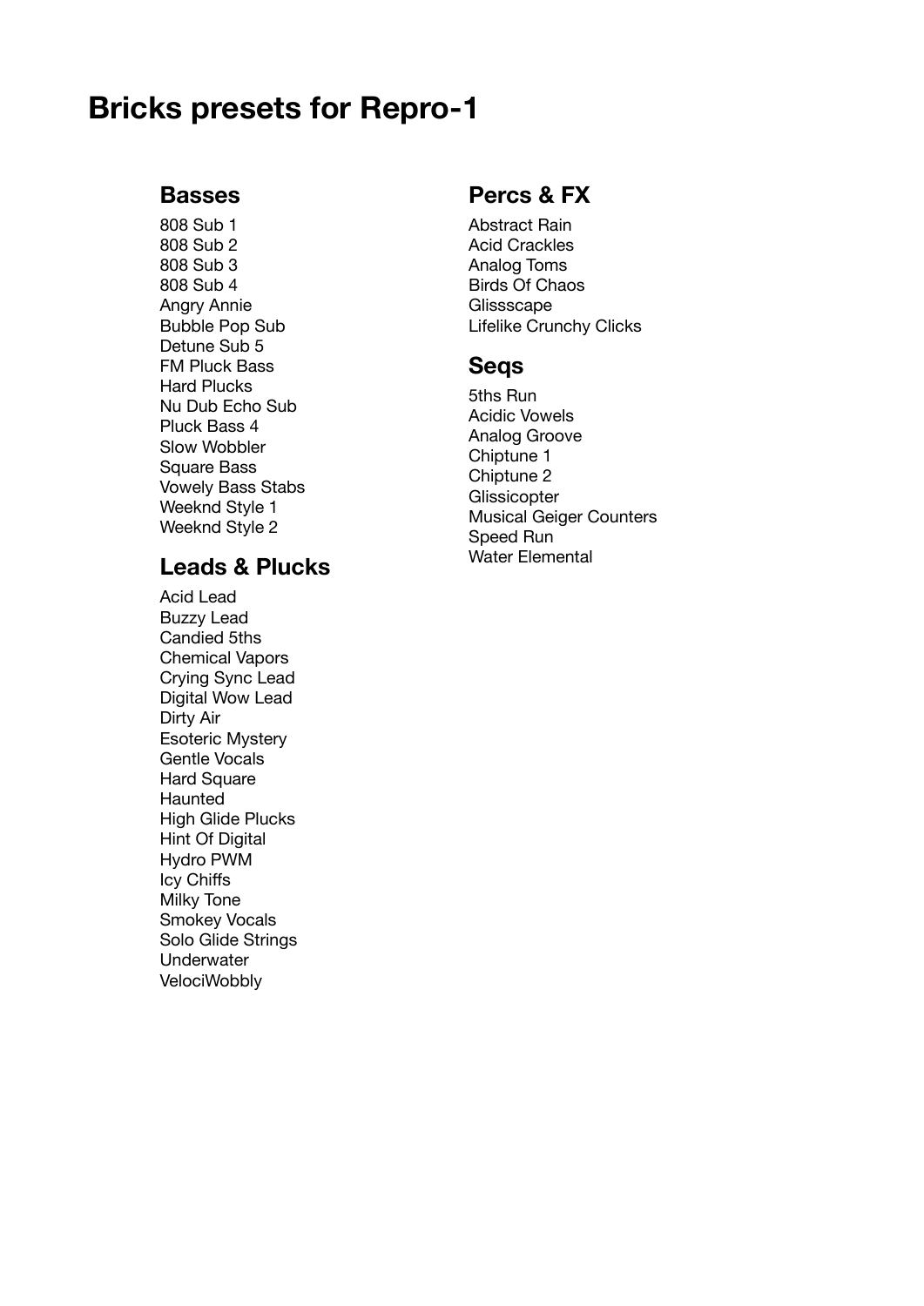# Bricks presets for Repro-1

## Basses

808 Sub 1
808 Sub 2
808 Sub 3
808 Sub 4
Angry Annie
Bubble Pop Sub
Detune Sub 5
FM Pluck Bass
Hard Plucks
Nu Dub Echo Sub
Pluck Bass 4
Slow Wobbler
Square Bass
Vowely Bass Stabs
Weeknd Style 1
Weeknd Style 2

## Leads & Plucks

Acid Lead
Buzzy Lead
Candied 5ths
Chemical Vapors
Crying Sync Lead
Digital Wow Lead
Dirty Air
Esoteric Mystery
Gentle Vocals
Hard Square
Haunted
High Glide Plucks
Hint Of Digital
Hydro PWM
Icy Chiffs
Milky Tone
Smokey Vocals
Solo Glide Strings
Underwater
VelociWobbly

## Percs & FX

Abstract Rain
Acid Crackles
Analog Toms
Birds Of Chaos
Glissscape
Lifelike Crunchy Clicks

## Seqs

5ths Run
Acidic Vowels
Analog Groove
Chiptune 1
Chiptune 2
Glissicopter
Musical Geiger Counters
Speed Run
Water Elemental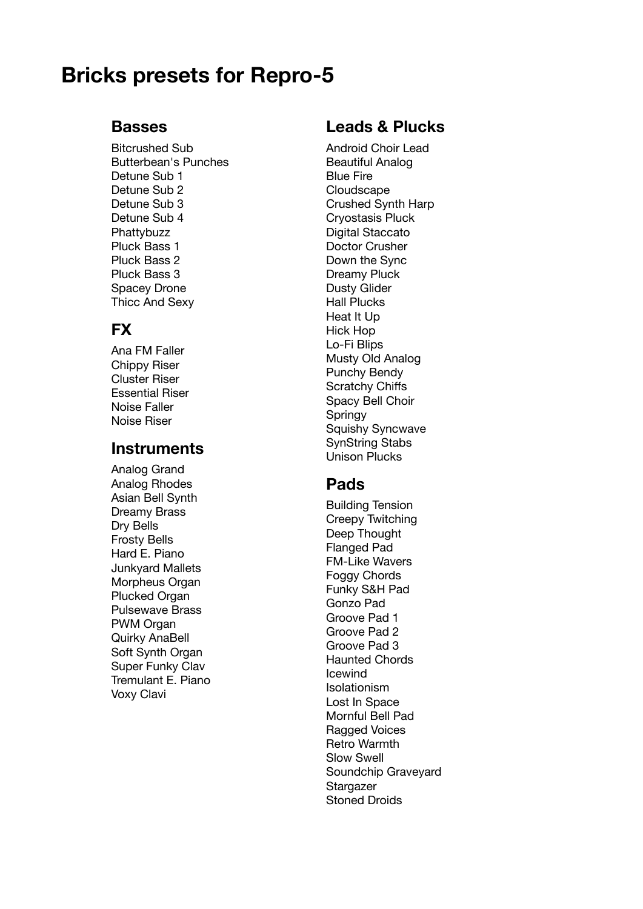# Bricks presets for Repro-5

## Basses

Bitcrushed Sub
Butterbean's Punches
Detune Sub 1
Detune Sub 2
Detune Sub 3
Detune Sub 4
Phattybuzz
Pluck Bass 1
Pluck Bass 2
Pluck Bass 3
Spacey Drone
Thicc And Sexy

## FX

Ana FM Faller
Chippy Riser
Cluster Riser
Essential Riser
Noise Faller
Noise Riser

## Instruments

Analog Grand
Analog Rhodes
Asian Bell Synth
Dreamy Brass
Dry Bells
Frosty Bells
Hard E. Piano
Junkyard Mallets
Morpheus Organ
Plucked Organ
Pulsewave Brass
PWM Organ
Quirky AnaBell
Soft Synth Organ
Super Funky Clav
Tremulant E. Piano
Voxy Clavi

## Leads & Plucks

Android Choir Lead
Beautiful Analog
Blue Fire
Cloudscape
Crushed Synth Harp
Cryostasis Pluck
Digital Staccato
Doctor Crusher
Down the Sync
Dreamy Pluck
Dusty Glider
Hall Plucks
Heat It Up
Hick Hop
Lo-Fi Blips
Musty Old Analog
Punchy Bendy
Scratchy Chiffs
Spacy Bell Choir
Springy
Squishy Syncwave
SynString Stabs
Unison Plucks

## Pads

Building Tension
Creepy Twitching
Deep Thought
Flanged Pad
FM-Like Wavers
Foggy Chords
Funky S&H Pad
Gonzo Pad
Groove Pad 1
Groove Pad 2
Groove Pad 3
Haunted Chords
Icewind
Isolationism
Lost In Space
Mornful Bell Pad
Ragged Voices
Retro Warmth
Slow Swell
Soundchip Graveyard
Stargazer
Stoned Droids